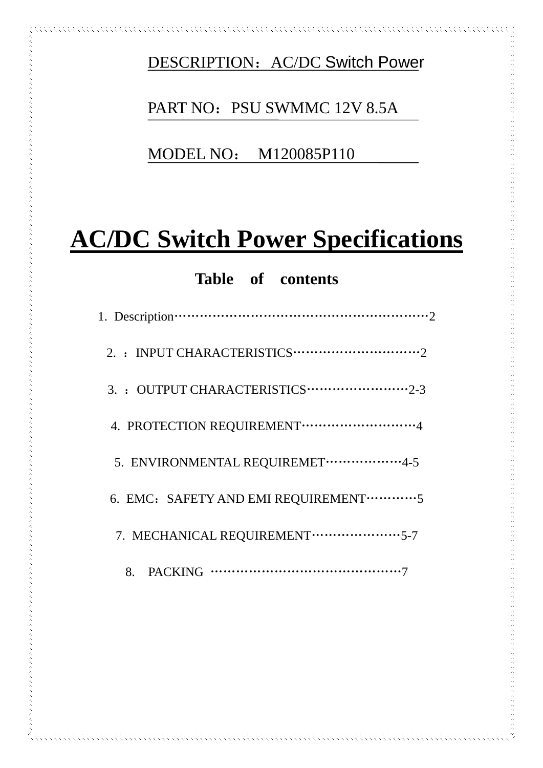DESCRIPTION：AC/DC Switch Power

PART NO：PSU SWMMC 12V 8.5A

MODEL NO： M120085P110

# AC/DC Switch Power Specifications

## Table of contents

1. Description……………………………………………………2
2. ：INPUT CHARACTERISTICS…………………………2
3. ：OUTPUT CHARACTERISTICS……………………2-3
4. PROTECTION REQUIREMENT………………………4
5. ENVIRONMENTAL REQUIREMET………………4-5
6. EMC：SAFETY AND EMI REQUIREMENT…………5
7. MECHANICAL REQUIREMENT…………………5-7
8. PACKING ………………………………………7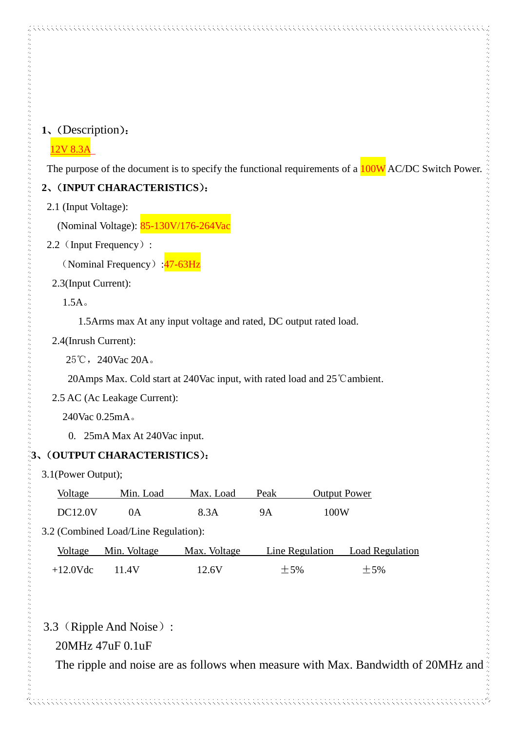1、(Description):

12V 8.3A

The purpose of the document is to specify the functional requirements of a 100W AC/DC Switch Power.

**2、(INPUT CHARACTERISTICS):**

2.1 (Input Voltage):

(Nominal Voltage): 85-130V/176-264Vac

2.2（Input Frequency）:

（Nominal Frequency）:47-63Hz

2.3(Input Current):

1.5A。

1.5Arms max At any input voltage and rated, DC output rated load.

2.4(Inrush Current):

25℃，240Vac 20A。

20Amps Max. Cold start at 240Vac input, with rated load and 25℃ambient.

2.5 AC (Ac Leakage Current):

240Vac 0.25mA。

0. 25mA Max At 240Vac input.

**3、(OUTPUT CHARACTERISTICS):**

3.1(Power Output);

| Voltage | Min. Load | Max. Load | Peak | Output Power |
|---|---|---|---|---|
| DC12.0V | 0A | 8.3A | 9A | 100W |

3.2 (Combined Load/Line Regulation):

| Voltage | Min. Voltage | Max. Voltage | Line Regulation | Load Regulation |
|---|---|---|---|---|
| +12.0Vdc | 11.4V | 12.6V | ±5% | ±5% |

3.3（Ripple And Noise）:

20MHz 47uF 0.1uF

The ripple and noise are as follows when measure with Max. Bandwidth of 20MHz and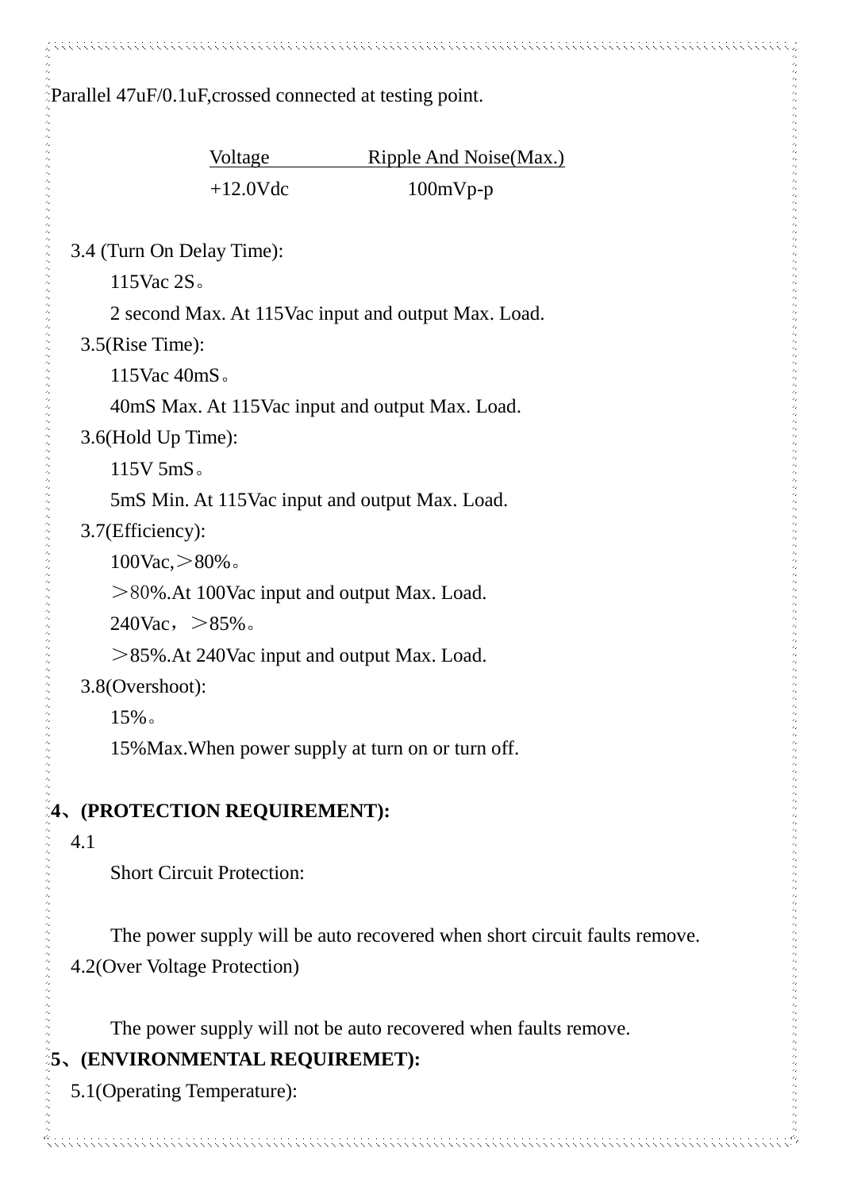Parallel 47uF/0.1uF,crossed connected at testing point.

| Voltage | Ripple And Noise(Max.) |
|---|---|
| +12.0Vdc | 100mVp-p |

3.4 (Turn On Delay Time):

115Vac 2S。

2 second Max. At 115Vac input and output Max. Load.

3.5(Rise Time):

115Vac 40mS。

40mS Max. At 115Vac input and output Max. Load.

3.6(Hold Up Time):

115V 5mS。

5mS Min. At 115Vac input and output Max. Load.

3.7(Efficiency):

100Vac,＞80%。

＞80%.At 100Vac input and output Max. Load.

240Vac，＞85%。

＞85%.At 240Vac input and output Max. Load.

3.8(Overshoot):

15%。

15%Max.When power supply at turn on or turn off.

**4、(PROTECTION REQUIREMENT):**

4.1

Short Circuit Protection:

The power supply will be auto recovered when short circuit faults remove.

4.2(Over Voltage Protection)

The power supply will not be auto recovered when faults remove.

**5、(ENVIRONMENTAL REQUIREMET):**

5.1(Operating Temperature):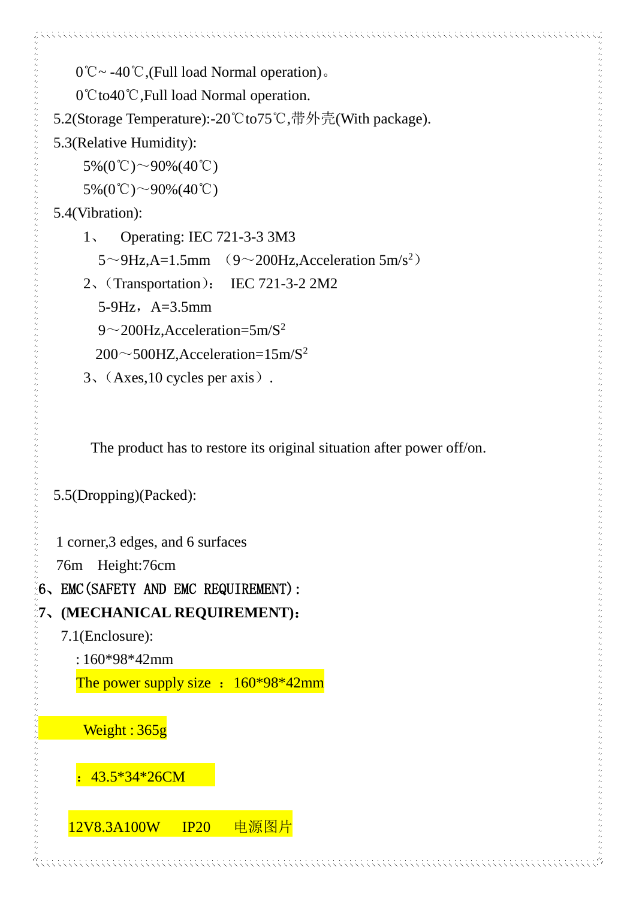0℃~ -40℃,(Full load Normal operation)。

0℃to40℃,Full load Normal operation.

5.2(Storage Temperature):-20℃to75℃,带外壳(With package).

5.3(Relative Humidity):

5%(0℃)～90%(40℃)

5%(0℃)～90%(40℃)

5.4(Vibration):

1、 Operating: IEC 721-3-3 3M3

5～9Hz,A=1.5mm （9～200Hz,Acceleration 5m/s$^2$）

2、（Transportation）： IEC 721-3-2 2M2

5-9Hz，A=3.5mm

9～200Hz,Acceleration=5m/S$^2$

200～500HZ,Acceleration=15m/S$^2$

3、（Axes,10 cycles per axis）.

The product has to restore its original situation after power off/on.

5.5(Dropping)(Packed):

1 corner,3 edges, and 6 surfaces

76m Height:76cm

**6、EMC(SAFETY AND EMC REQUIREMENT):**

**7、(MECHANICAL REQUIREMENT):**

7.1(Enclosure):

: 160*98*42mm

The power supply size ： 160*98*42mm

Weight : 365g

： 43.5*34*26CM

12V8.3A100W IP20 电源图片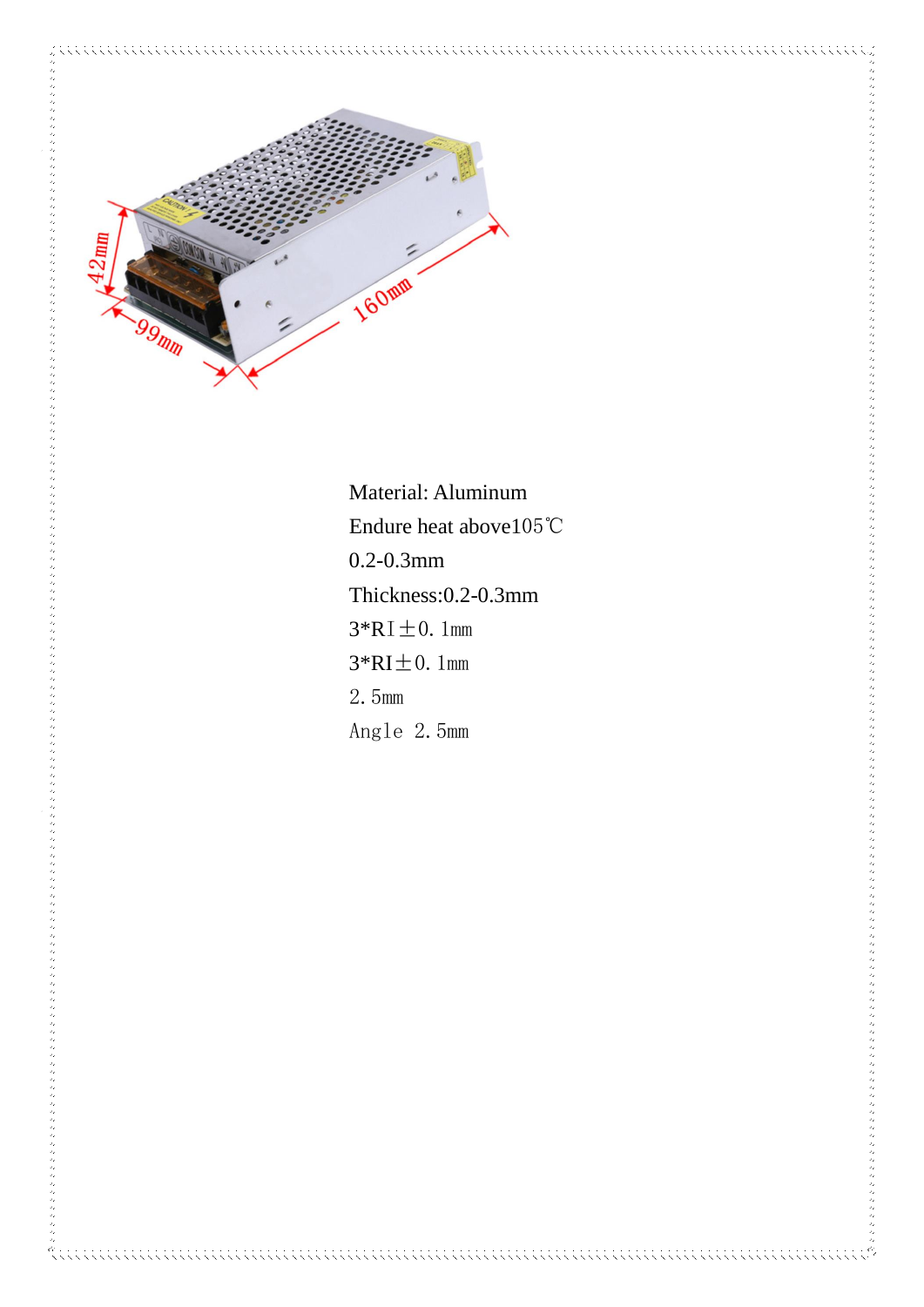Material: Aluminum

Endure heat above105℃

0.2-0.3mm

Thickness:0.2-0.3mm

3*RI±0. 1mm

3*RI±0. 1mm

2. 5mm

Angle 2. 5mm